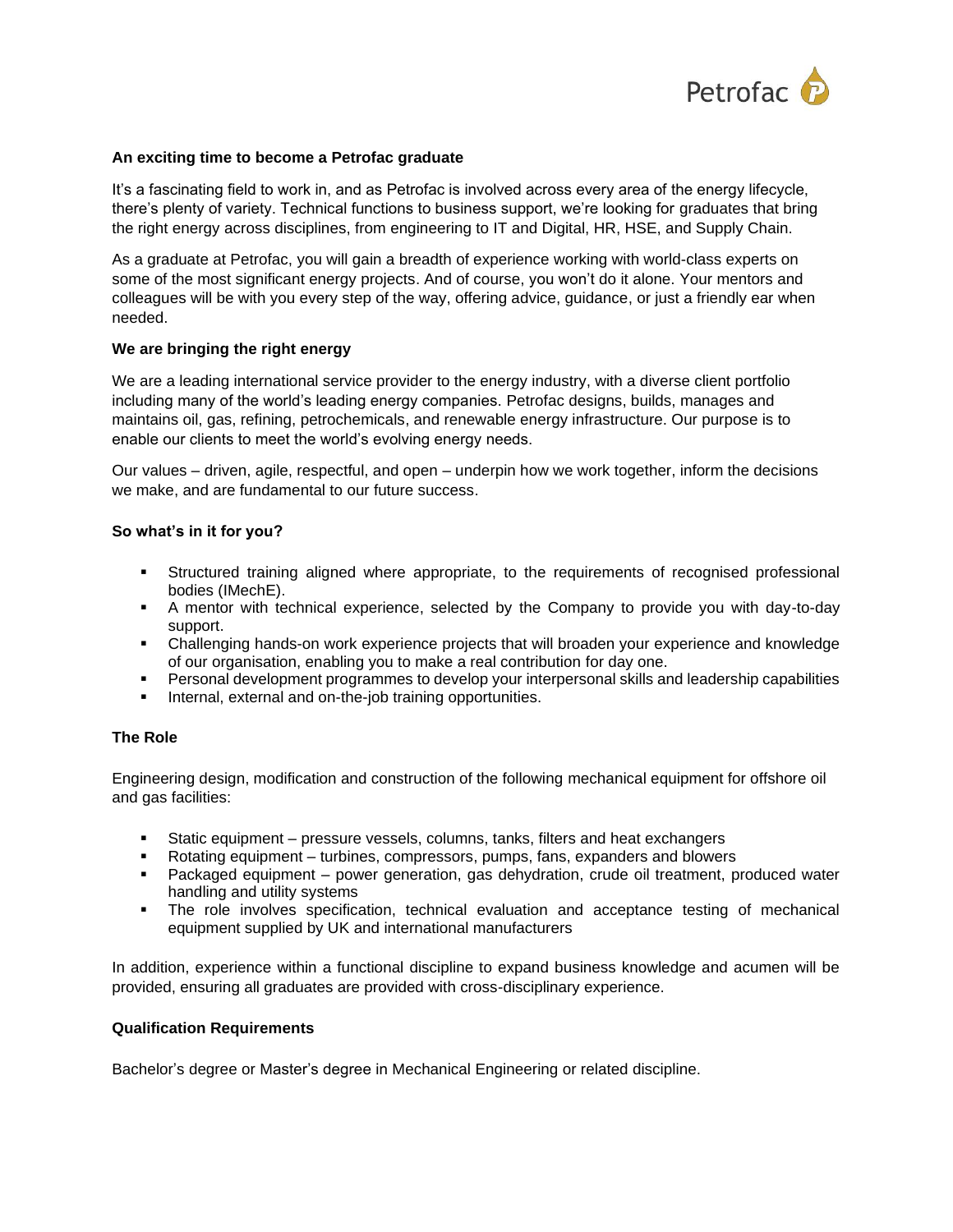**An exciting time to become a Petrofac graduate**

It's a fascinating field to work in, and as Petrofac is involved across every area of the energy lifecycle, there's plenty of variety. Technical functions to business support, we're looking for graduates that bring the right energy across disciplines, from engineering to IT and Digital, HR, HSE, and Supply Chain.

As a graduate at Petrofac, you will gain a breadth of experience working with world-class experts on some of the most significant energy projects. And of course, you won't do it alone. Your mentors and colleagues will be with you every step of the way, offering advice, guidance, or just a friendly ear when needed.

**We are bringing the right energy**

We are a leading international service provider to the energy industry, with a diverse client portfolio including many of the world's leading energy companies. Petrofac designs, builds, manages and maintains oil, gas, refining, petrochemicals, and renewable energy infrastructure. Our purpose is to enable our clients to meet the world's evolving energy needs.

Our values – driven, agile, respectful, and open – underpin how we work together, inform the decisions we make, and are fundamental to our future success.

**So what's in it for you?**

- Structured training aligned where appropriate, to the requirements of recognised professional bodies (IMechE).
- A mentor with technical experience, selected by the Company to provide you with day-to-day support.
- Challenging hands-on work experience projects that will broaden your experience and knowledge of our organisation, enabling you to make a real contribution for day one.
- Personal development programmes to develop your interpersonal skills and leadership capabilities
- Internal, external and on-the-job training opportunities.

**The Role**

Engineering design, modification and construction of the following mechanical equipment for offshore oil and gas facilities:

- Static equipment – pressure vessels, columns, tanks, filters and heat exchangers
- Rotating equipment – turbines, compressors, pumps, fans, expanders and blowers
- Packaged equipment – power generation, gas dehydration, crude oil treatment, produced water handling and utility systems
- The role involves specification, technical evaluation and acceptance testing of mechanical equipment supplied by UK and international manufacturers

In addition, experience within a functional discipline to expand business knowledge and acumen will be provided, ensuring all graduates are provided with cross-disciplinary experience.

**Qualification Requirements**

Bachelor's degree or Master's degree in Mechanical Engineering or related discipline.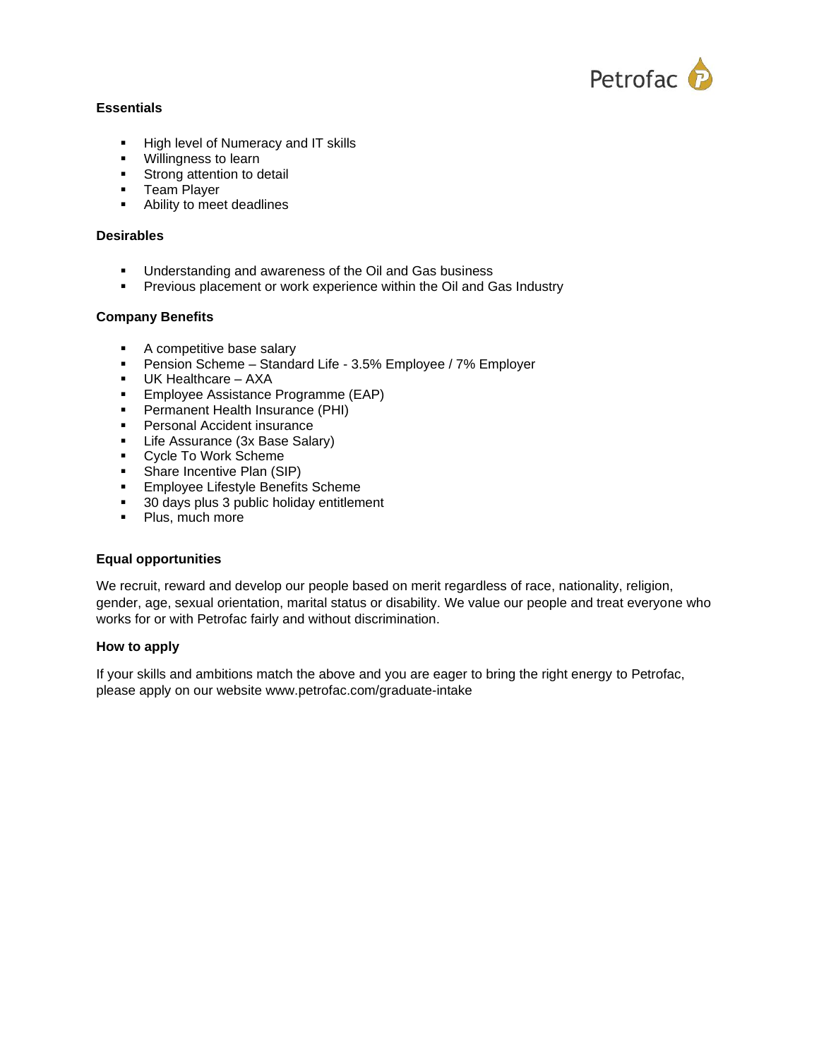**Essentials**

- High level of Numeracy and IT skills
- Willingness to learn
- Strong attention to detail
- Team Player
- Ability to meet deadlines

**Desirables**

- Understanding and awareness of the Oil and Gas business
- Previous placement or work experience within the Oil and Gas Industry

**Company Benefits**

- A competitive base salary
- Pension Scheme – Standard Life - 3.5% Employee / 7% Employer
- UK Healthcare – AXA
- Employee Assistance Programme (EAP)
- Permanent Health Insurance (PHI)
- Personal Accident insurance
- Life Assurance (3x Base Salary)
- Cycle To Work Scheme
- Share Incentive Plan (SIP)
- Employee Lifestyle Benefits Scheme
- 30 days plus 3 public holiday entitlement
- Plus, much more

**Equal opportunities**

We recruit, reward and develop our people based on merit regardless of race, nationality, religion, gender, age, sexual orientation, marital status or disability. We value our people and treat everyone who works for or with Petrofac fairly and without discrimination.

**How to apply**

If your skills and ambitions match the above and you are eager to bring the right energy to Petrofac, please apply on our website www.petrofac.com/graduate-intake